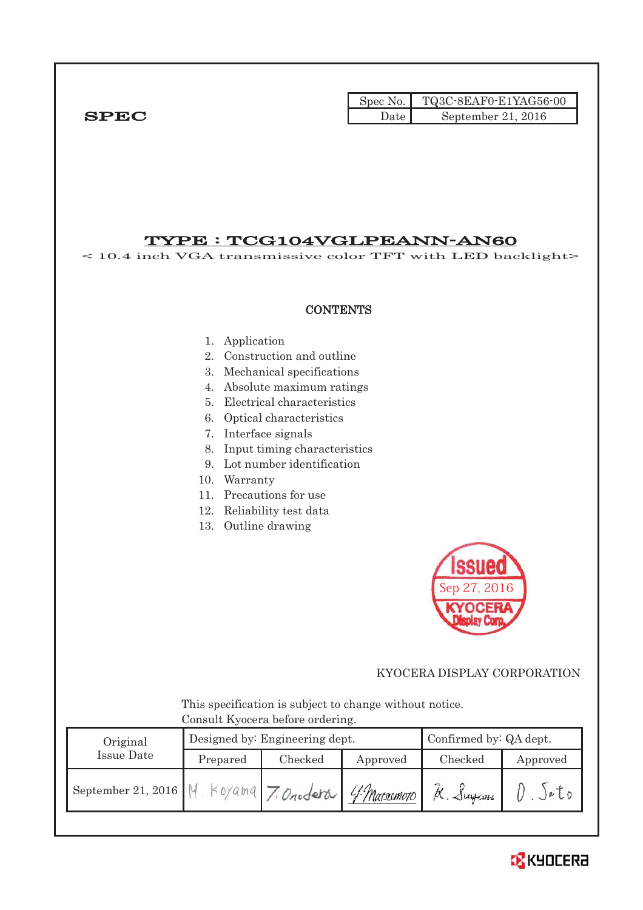**SPEC**

| Spec No. | TQ3C-8EAF0-E1YAG56-00 |
|---|---|
| Date | September 21, 2016 |

# TYPE : TCG104VGLPEANN-AN60

< 10.4 inch VGA transmissive color TFT with LED backlight>

## CONTENTS

1. Application
2. Construction and outline
3. Mechanical specifications
4. Absolute maximum ratings
5. Electrical characteristics
6. Optical characteristics
7. Interface signals
8. Input timing characteristics
9. Lot number identification
10. Warranty
11. Precautions for use
12. Reliability test data
13. Outline drawing

Issued
Sep 27, 2016
KYOCERA Display Corp.

KYOCERA DISPLAY CORPORATION

This specification is subject to change without notice.
Consult Kyocera before ordering.

| Original Issue Date | Designed by: Engineering dept. | | | Confirmed by: QA dept. | |
|---|---|---|---|---|---|
| | Prepared | Checked | Approved | Checked | Approved |
| September 21, 2016 | M. Koyama | T. Onodera | Y. Matsumoto | K. Sugiura | O. Sato |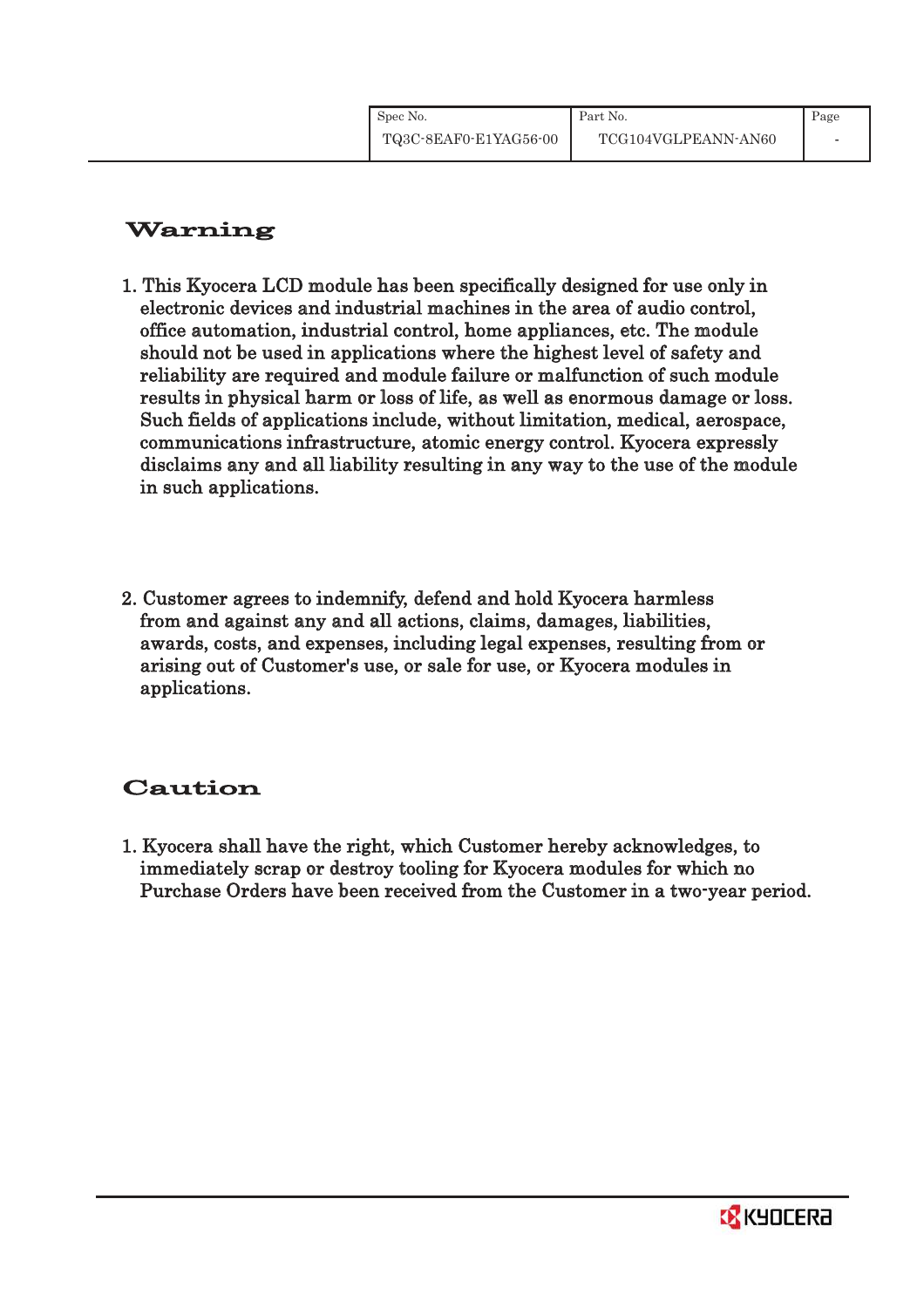## Warning

1. This Kyocera LCD module has been specifically designed for use only in electronic devices and industrial machines in the area of audio control, office automation, industrial control, home appliances, etc. The module should not be used in applications where the highest level of safety and reliability are required and module failure or malfunction of such module results in physical harm or loss of life, as well as enormous damage or loss. Such fields of applications include, without limitation, medical, aerospace, communications infrastructure, atomic energy control. Kyocera expressly disclaims any and all liability resulting in any way to the use of the module in such applications.

2. Customer agrees to indemnify, defend and hold Kyocera harmless from and against any and all actions, claims, damages, liabilities, awards, costs, and expenses, including legal expenses, resulting from or arising out of Customer's use, or sale for use, or Kyocera modules in applications.

## Caution

1. Kyocera shall have the right, which Customer hereby acknowledges, to immediately scrap or destroy tooling for Kyocera modules for which no Purchase Orders have been received from the Customer in a two-year period.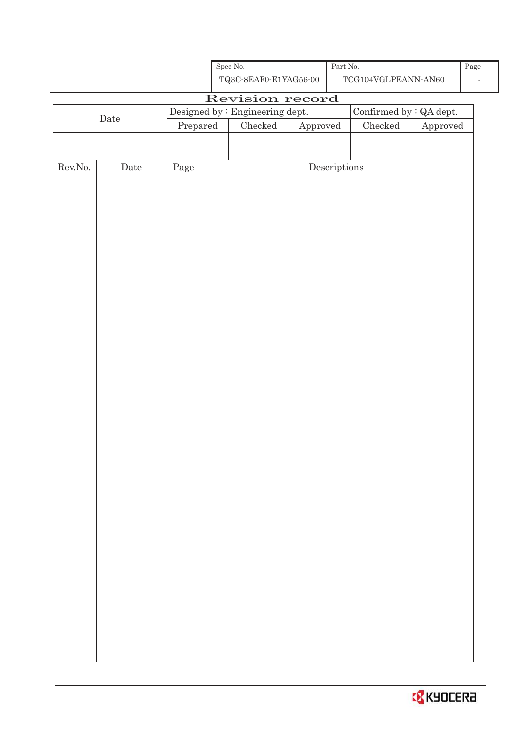| Spec No. | Part No. | Page |
|---|---|---|
| TQ3C-8EAF0-E1YAG56-00 | TCG104VGLPEANN-AN60 | - |

# Revision record

| Date | Designed by : Engineering dept. | | | Confirmed by : QA dept. | |
|---|---|---|---|---|---|
| | Prepared | Checked | Approved | Checked | Approved |
| | | | | | |

| Rev.No. | Date | Page | Descriptions |
|---|---|---|---|
| | | | |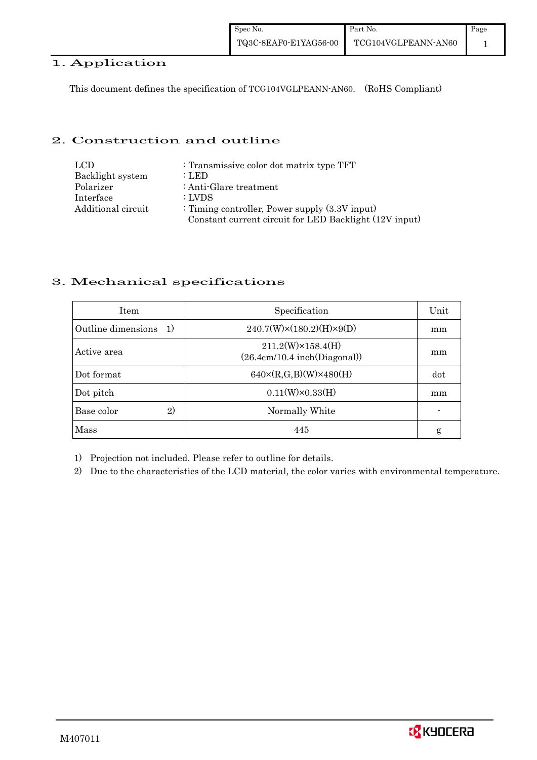## 1. Application

This document defines the specification of TCG104VGLPEANN-AN60. (RoHS Compliant)

## 2. Construction and outline

LCD : Transmissive color dot matrix type TFT
Backlight system : LED
Polarizer : Anti-Glare treatment
Interface : LVDS
Additional circuit : Timing controller, Power supply (3.3V input)
Constant current circuit for LED Backlight (12V input)

## 3. Mechanical specifications

| Item | Specification | Unit |
|---|---|---|
| Outline dimensions 1) | 240.7(W)×(180.2)(H)×9(D) | mm |
| Active area | 211.2(W)×158.4(H) (26.4cm/10.4 inch(Diagonal)) | mm |
| Dot format | 640×(R,G,B)(W)×480(H) | dot |
| Dot pitch | 0.11(W)×0.33(H) | mm |
| Base color 2) | Normally White | - |
| Mass | 445 | g |

1) Projection not included. Please refer to outline for details.
2) Due to the characteristics of the LCD material, the color varies with environmental temperature.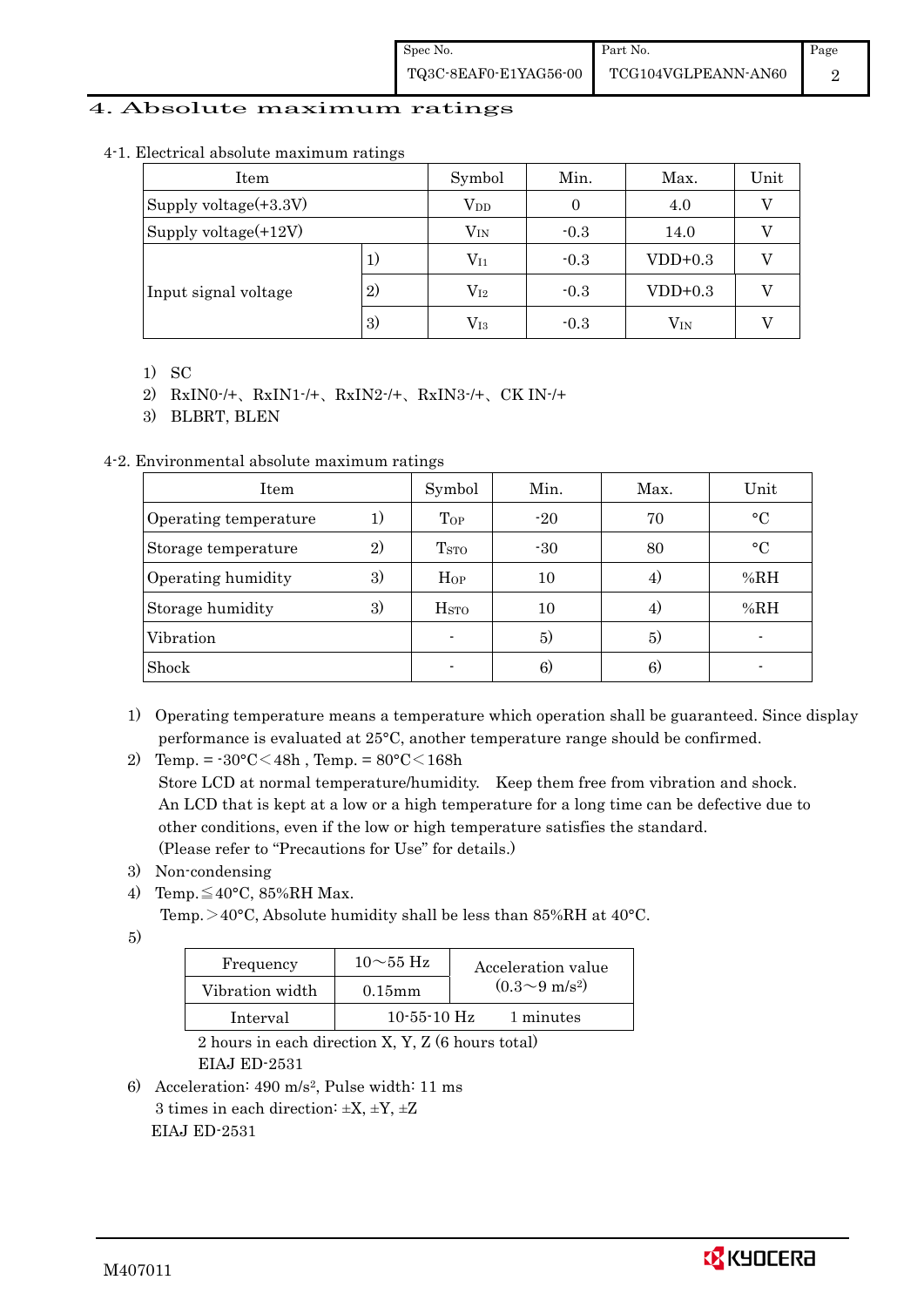# 4. Absolute maximum ratings

4-1. Electrical absolute maximum ratings

| Item | | Symbol | Min. | Max. | Unit |
|---|---|---|---|---|---|
| Supply voltage(+3.3V) | | $V_{DD}$ | 0 | 4.0 | V |
| Supply voltage(+12V) | | $V_{IN}$ | -0.3 | 14.0 | V |
| Input signal voltage | 1) | $V_{I1}$ | -0.3 | VDD+0.3 | V |
| | 2) | $V_{I2}$ | -0.3 | VDD+0.3 | V |
| | 3) | $V_{I3}$ | -0.3 | $V_{IN}$ | V |

1) SC
2) RxIN0-/+、RxIN1-/+、RxIN2-/+、RxIN3-/+、CK IN-/+
3) BLBRT, BLEN

4-2. Environmental absolute maximum ratings

| Item | | Symbol | Min. | Max. | Unit |
|---|---|---|---|---|---|
| Operating temperature | 1) | $T_{OP}$ | -20 | 70 | °C |
| Storage temperature | 2) | $T_{STO}$ | -30 | 80 | °C |
| Operating humidity | 3) | $H_{OP}$ | 10 | 4) | %RH |
| Storage humidity | 3) | $H_{STO}$ | 10 | 4) | %RH |
| Vibration | | - | 5) | 5) | - |
| Shock | | - | 6) | 6) | - |

1) Operating temperature means a temperature which operation shall be guaranteed. Since display performance is evaluated at 25°C, another temperature range should be confirmed.
2) Temp. = -30°C＜48h , Temp. = 80°C＜168h
   Store LCD at normal temperature/humidity. Keep them free from vibration and shock.
   An LCD that is kept at a low or a high temperature for a long time can be defective due to other conditions, even if the low or high temperature satisfies the standard.
   (Please refer to "Precautions for Use" for details.)
3) Non-condensing
4) Temp.≦40°C, 85%RH Max.
   Temp.＞40°C, Absolute humidity shall be less than 85%RH at 40°C.
5)

| Frequency | 10～55 Hz | Acceleration value ($0.3\sim9\ m/s^2$) |
|---|---|---|
| Vibration width | 0.15mm | |
| Interval | 10-55-10 Hz | 1 minutes |

   2 hours in each direction X, Y, Z (6 hours total)
   EIAJ ED-2531

6) Acceleration: 490 $m/s^2$, Pulse width: 11 ms
   3 times in each direction: ±X, ±Y, ±Z
   EIAJ ED-2531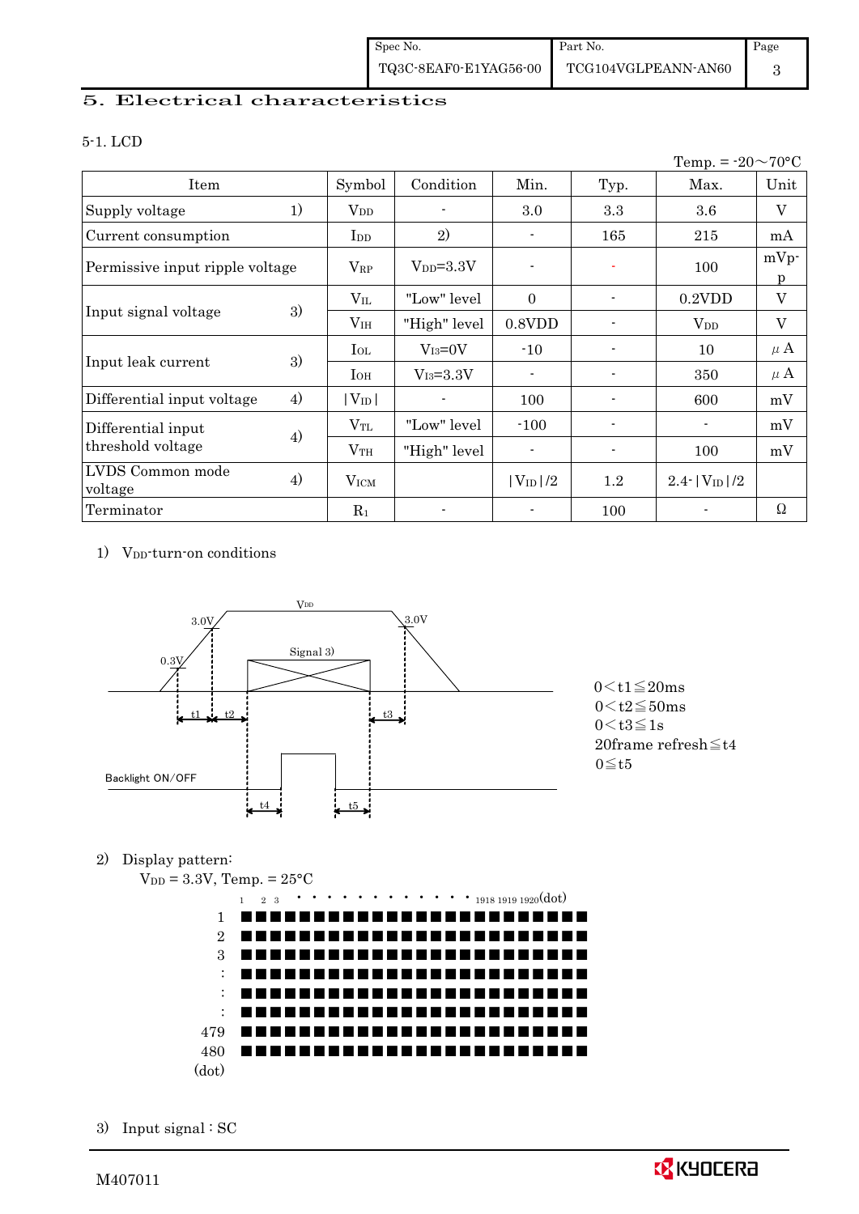## 5. Electrical characteristics

### 5-1. LCD

Temp. = -20～70°C

| Item | | Symbol | Condition | Min. | Typ. | Max. | Unit |
|---|---|---|---|---|---|---|---|
| Supply voltage | 1) | $V_{DD}$ | - | 3.0 | 3.3 | 3.6 | V |
| Current consumption | | $I_{DD}$ | 2) | - | 165 | 215 | mA |
| Permissive input ripple voltage | | $V_{RP}$ | $V_{DD}$=3.3V | - | - | 100 | mVp-p |
| Input signal voltage | 3) | $V_{IL}$ | "Low" level | 0 | - | 0.2VDD | V |
| | | $V_{IH}$ | "High" level | 0.8VDD | - | $V_{DD}$ | V |
| Input leak current | 3) | $I_{OL}$ | $V_{I3}$=0V | -10 | - | 10 | μA |
| | | $I_{OH}$ | $V_{I3}$=3.3V | - | - | 350 | μA |
| Differential input voltage | 4) | $\lvert V_{ID} \rvert$ | - | 100 | - | 600 | mV |
| Differential input threshold voltage | 4) | $V_{TL}$ | "Low" level | -100 | - | - | mV |
| | | $V_{TH}$ | "High" level | - | - | 100 | mV |
| LVDS Common mode voltage | 4) | $V_{ICM}$ | | $\lvert V_{ID} \rvert/2$ | 1.2 | $2.4-\lvert V_{ID} \rvert/2$ | |
| Terminator | | $R_1$ | - | - | 100 | - | Ω |

1) $V_{DD}$-turn-on conditions

$0 < t1 \leqq 20ms$
$0 < t2 \leqq 50ms$
$0 < t3 \leqq 1s$
$20frame\ refresh \leqq t4$
$0 \leqq t5$

2) Display pattern:
$V_{DD}$ = 3.3V, Temp. = 25°C

3) Input signal : SC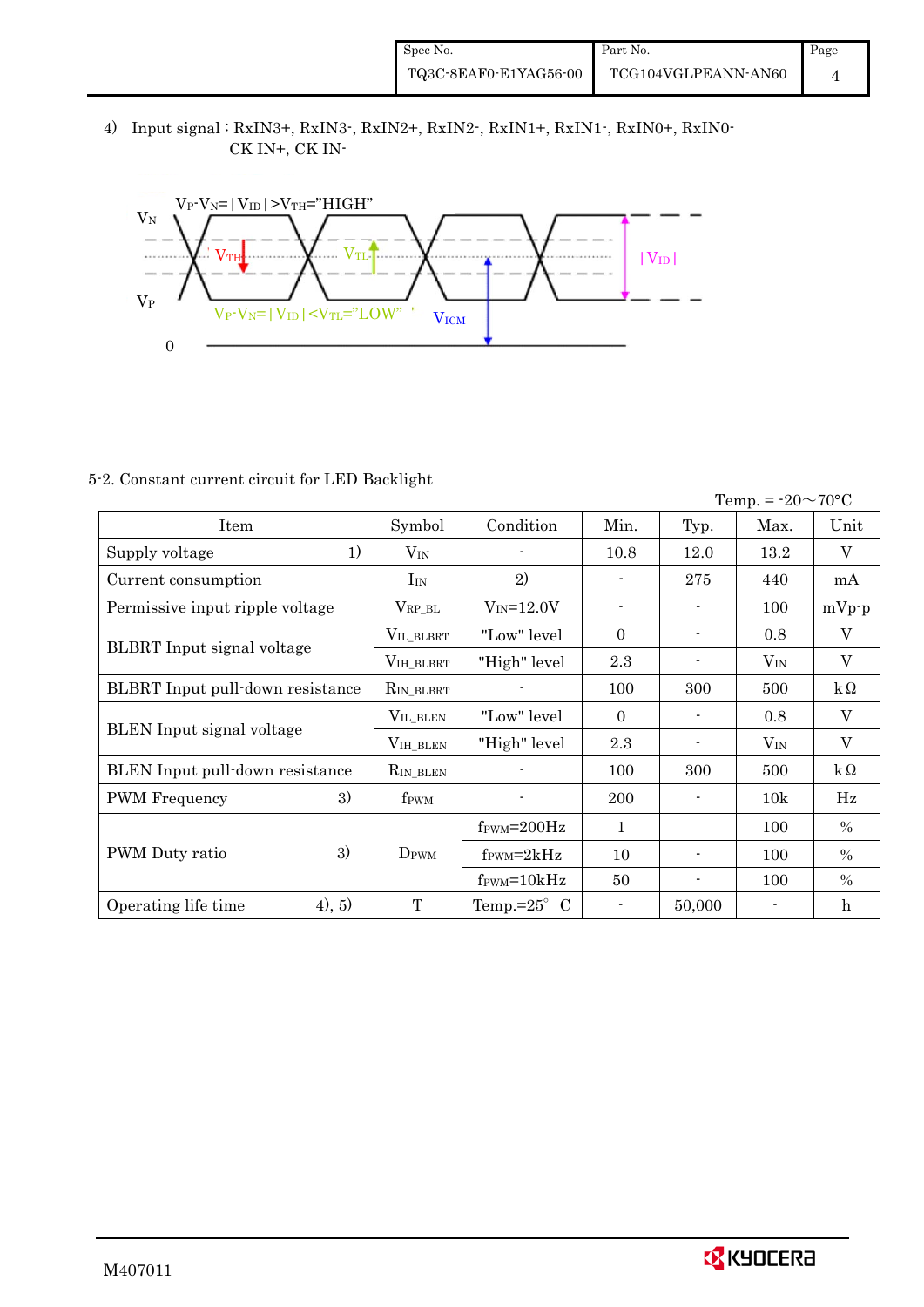4) Input signal : RxIN3+, RxIN3-, RxIN2+, RxIN2-, RxIN1+, RxIN1-, RxIN0+, RxIN0-
CK IN+, CK IN-

$V_P$-$V_N$=|$V_{ID}$|>$V_{TH}$="HIGH"

$V_N$

$V_{TH}$ $V_{TL}$ |$V_{ID}$|

$V_P$

$V_P$-$V_N$=|$V_{ID}$|<$V_{TL}$="LOW" $V_{ICM}$

0

5-2. Constant current circuit for LED Backlight

Temp. = -20～70°C

| Item | Symbol | Condition | Min. | Typ. | Max. | Unit |
|---|---|---|---|---|---|---|
| Supply voltage 1) | $V_{IN}$ | - | 10.8 | 12.0 | 13.2 | V |
| Current consumption | $I_{IN}$ | 2) | - | 275 | 440 | mA |
| Permissive input ripple voltage | $V_{RP\_BL}$ | $V_{IN}$=12.0V | - | - | 100 | mVp-p |
| BLBRT Input signal voltage | $V_{IL\_BLBRT}$ | "Low" level | 0 | - | 0.8 | V |
| | $V_{IH\_BLBRT}$ | "High" level | 2.3 | - | $V_{IN}$ | V |
| BLBRT Input pull-down resistance | $R_{IN\_BLBRT}$ | - | 100 | 300 | 500 | kΩ |
| BLEN Input signal voltage | $V_{IL\_BLEN}$ | "Low" level | 0 | - | 0.8 | V |
| | $V_{IH\_BLEN}$ | "High" level | 2.3 | - | $V_{IN}$ | V |
| BLEN Input pull-down resistance | $R_{IN\_BLEN}$ | - | 100 | 300 | 500 | kΩ |
| PWM Frequency 3) | $f_{PWM}$ | - | 200 | - | 10k | Hz |
| PWM Duty ratio 3) | $D_{PWM}$ | $f_{PWM}$=200Hz | 1 | | 100 | % |
| | | $f_{PWM}$=2kHz | 10 | - | 100 | % |
| | | $f_{PWM}$=10kHz | 50 | - | 100 | % |
| Operating life time 4), 5) | T | Temp.=25°C | - | 50,000 | - | h |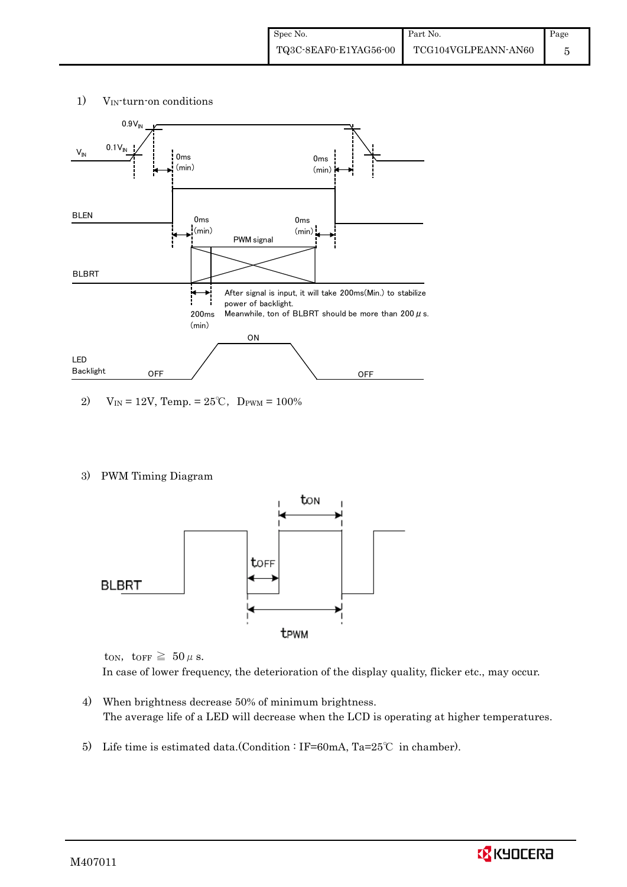1) $V_{IN}$-turn-on conditions

$0.9V_{IN}$

$0.1V_{IN}$

$V_{IN}$

0ms (min)

0ms (min)

BLEN

0ms (min)

0ms (min)

PWM signal

BLBRT

200ms (min)

After signal is input, it will take 200ms(Min.) to stabilize power of backlight.
Meanwhile, ton of BLBRT should be more than 200 $\mu$ s.

LED Backlight

OFF

ON

OFF

2) $V_{IN}$ = 12V, Temp. = 25℃, $D_{PWM}$ = 100%

3) PWM Timing Diagram

BLBRT

$t_{ON}$

$t_{OFF}$

$t_{PWM}$

$t_{ON}$, $t_{OFF}$ $\geqq$ 50 $\mu$ s.

In case of lower frequency, the deterioration of the display quality, flicker etc., may occur.

4) When brightness decrease 50% of minimum brightness.
The average life of a LED will decrease when the LCD is operating at higher temperatures.

5) Life time is estimated data.(Condition : IF=60mA, Ta=25℃ in chamber).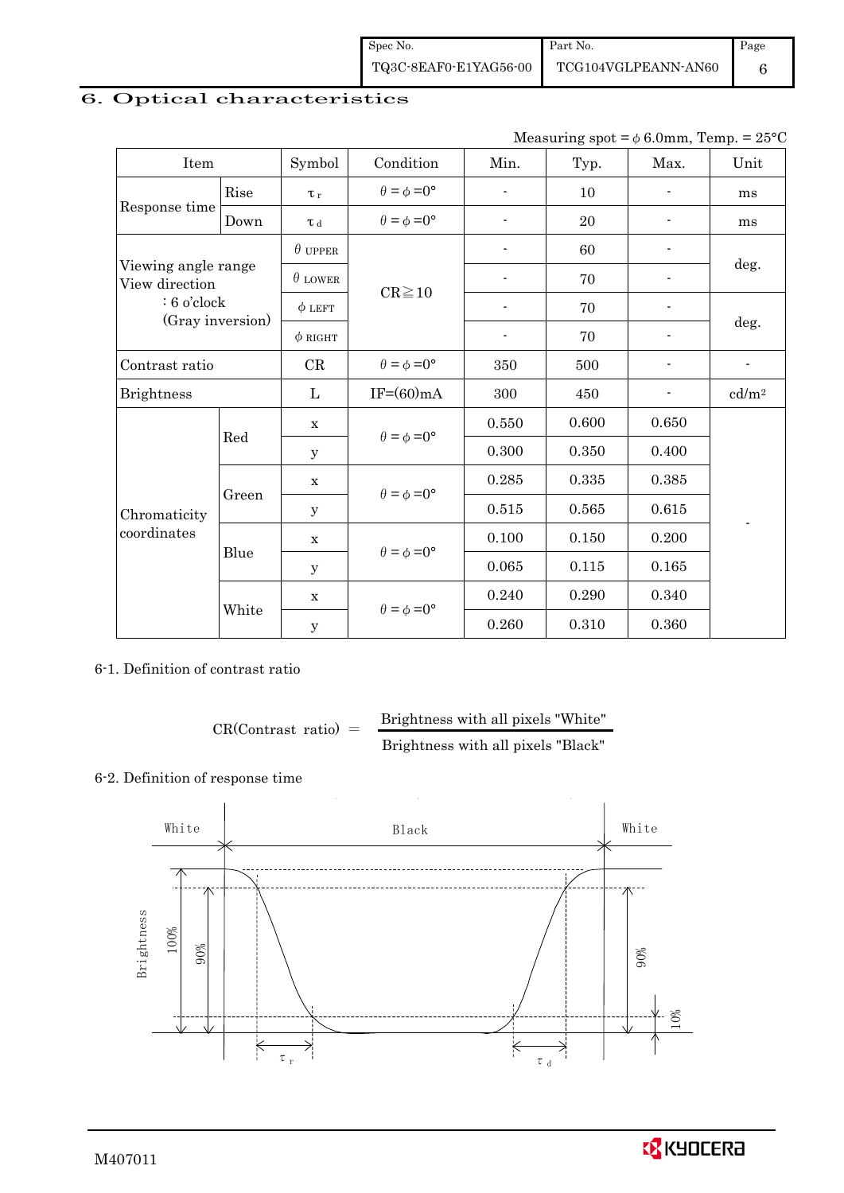## 6. Optical characteristics

Measuring spot = $\phi$ 6.0mm, Temp. = 25°C

| Item | | Symbol | Condition | Min. | Typ. | Max. | Unit |
|---|---|---|---|---|---|---|---|
| Response time | Rise | $\tau_r$ | $\theta = \phi = 0°$ | - | 10 | - | ms |
| | Down | $\tau_d$ | $\theta = \phi = 0°$ | - | 20 | - | ms |
| Viewing angle range View direction : 6 o'clock (Gray inversion) | | $\theta$ UPPER | CR≧10 | - | 60 | - | deg. |
| | | $\theta$ LOWER | | - | 70 | - | |
| | | $\phi$ LEFT | | - | 70 | - | deg. |
| | | $\phi$ RIGHT | | - | 70 | - | |
| Contrast ratio | | CR | $\theta = \phi = 0°$ | 350 | 500 | - | - |
| Brightness | | L | IF=(60)mA | 300 | 450 | - | cd/m² |
| Chromaticity coordinates | Red | x | $\theta = \phi = 0°$ | 0.550 | 0.600 | 0.650 | - |
| | | y | | 0.300 | 0.350 | 0.400 | |
| | Green | x | $\theta = \phi = 0°$ | 0.285 | 0.335 | 0.385 | |
| | | y | | 0.515 | 0.565 | 0.615 | |
| | Blue | x | $\theta = \phi = 0°$ | 0.100 | 0.150 | 0.200 | |
| | | y | | 0.065 | 0.115 | 0.165 | |
| | White | x | $\theta = \phi = 0°$ | 0.240 | 0.290 | 0.340 | |
| | | y | | 0.260 | 0.310 | 0.360 | |

6-1. Definition of contrast ratio

$$\text{CR(Contrast ratio)} = \frac{\text{Brightness with all pixels "White"}}{\text{Brightness with all pixels "Black"}}$$

6-2. Definition of response time

White | Black | White

Brightness — 100%, 90%, 10%

$\tau_r$ $\tau_d$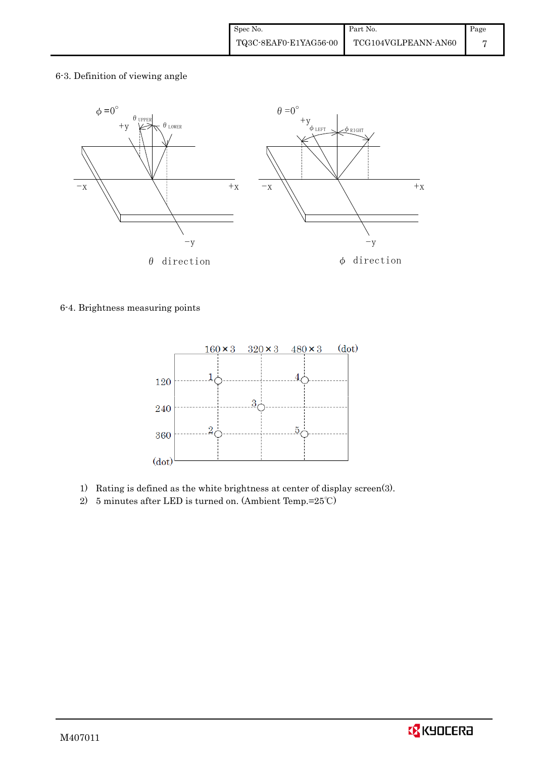6-3. Definition of viewing angle

$\theta$ direction　　　　　　$\phi$ direction

6-4. Brightness measuring points

1) Rating is defined as the white brightness at center of display screen(3).
2) 5 minutes after LED is turned on. (Ambient Temp.=25℃)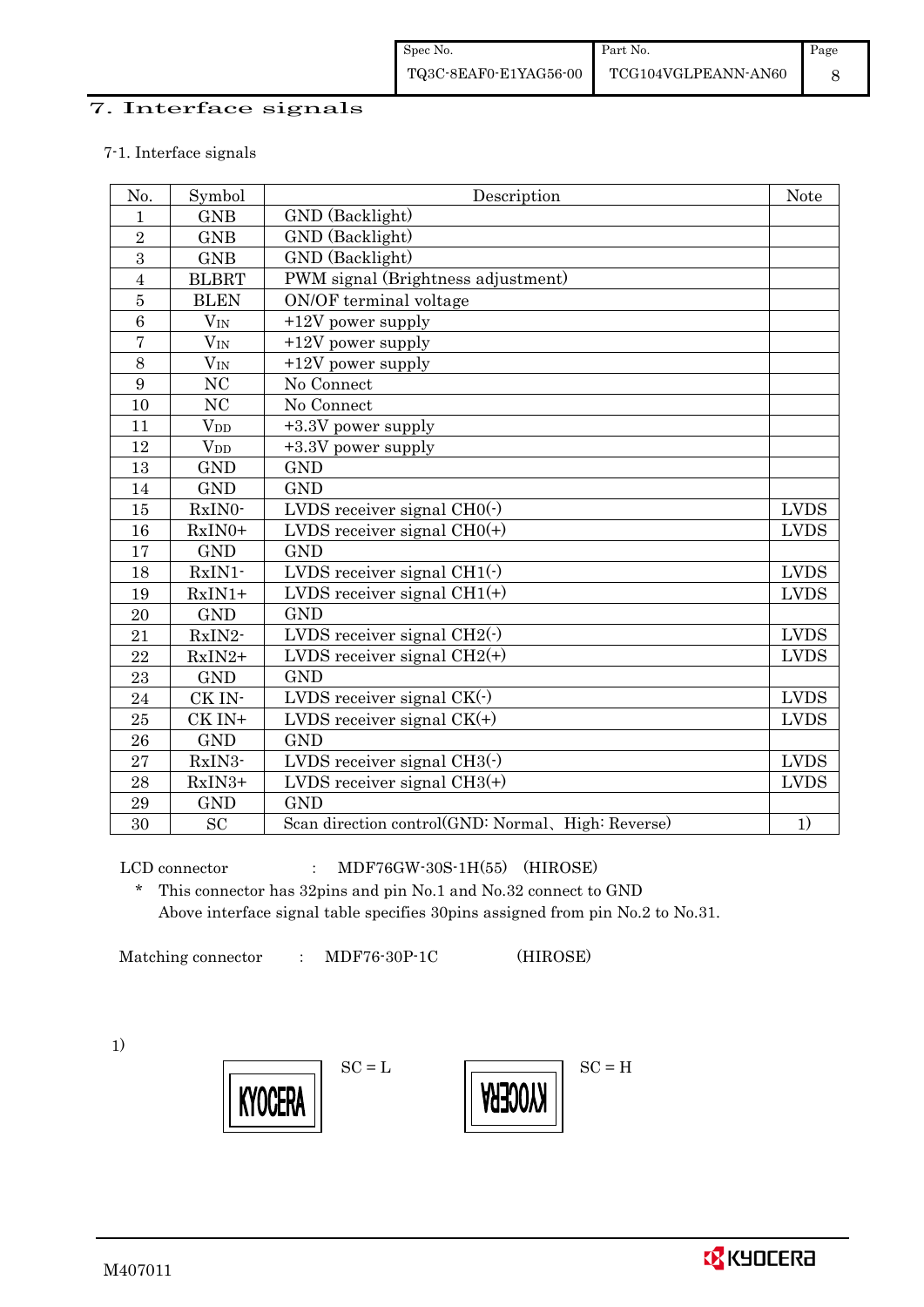## 7. Interface signals

### 7-1. Interface signals

| No. | Symbol | Description | Note |
|---|---|---|---|
| 1 | GNB | GND (Backlight) | |
| 2 | GNB | GND (Backlight) | |
| 3 | GNB | GND (Backlight) | |
| 4 | BLBRT | PWM signal (Brightness adjustment) | |
| 5 | BLEN | ON/OF terminal voltage | |
| 6 | $V_{IN}$ | +12V power supply | |
| 7 | $V_{IN}$ | +12V power supply | |
| 8 | $V_{IN}$ | +12V power supply | |
| 9 | NC | No Connect | |
| 10 | NC | No Connect | |
| 11 | $V_{DD}$ | +3.3V power supply | |
| 12 | $V_{DD}$ | +3.3V power supply | |
| 13 | GND | GND | |
| 14 | GND | GND | |
| 15 | RxIN0- | LVDS receiver signal CH0(-) | LVDS |
| 16 | RxIN0+ | LVDS receiver signal CH0(+) | LVDS |
| 17 | GND | GND | |
| 18 | RxIN1- | LVDS receiver signal CH1(-) | LVDS |
| 19 | RxIN1+ | LVDS receiver signal CH1(+) | LVDS |
| 20 | GND | GND | |
| 21 | RxIN2- | LVDS receiver signal CH2(-) | LVDS |
| 22 | RxIN2+ | LVDS receiver signal CH2(+) | LVDS |
| 23 | GND | GND | |
| 24 | CK IN- | LVDS receiver signal CK(-) | LVDS |
| 25 | CK IN+ | LVDS receiver signal CK(+) | LVDS |
| 26 | GND | GND | |
| 27 | RxIN3- | LVDS receiver signal CH3(-) | LVDS |
| 28 | RxIN3+ | LVDS receiver signal CH3(+) | LVDS |
| 29 | GND | GND | |
| 30 | SC | Scan direction control(GND: Normal、High: Reverse) | 1) |

LCD connector : MDF76GW-30S-1H(55) (HIROSE)

\* This connector has 32pins and pin No.1 and No.32 connect to GND
Above interface signal table specifies 30pins assigned from pin No.2 to No.31.

Matching connector : MDF76-30P-1C (HIROSE)

1)

KYOCERA SC = L

KYOCERA (reversed) SC = H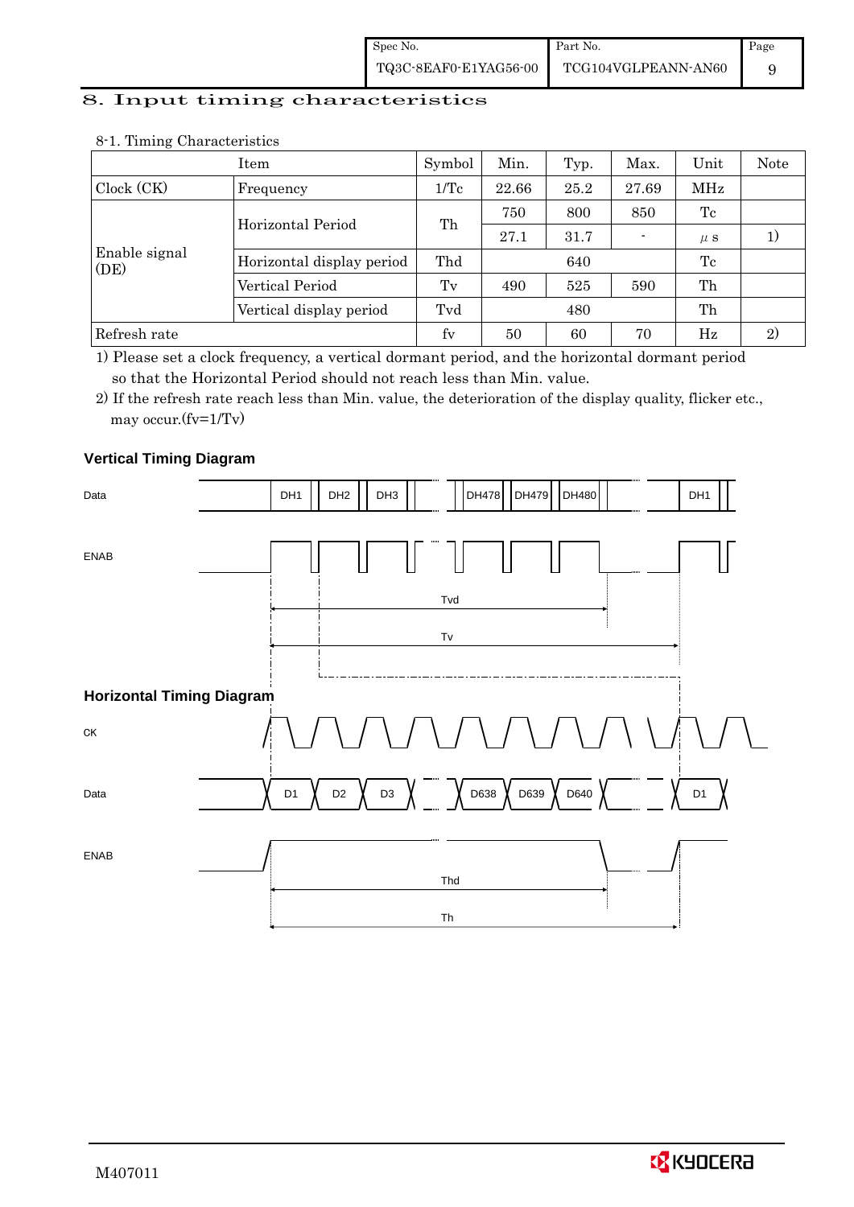# 8. Input timing characteristics

8-1. Timing Characteristics

| Item | | Symbol | Min. | Typ. | Max. | Unit | Note |
|---|---|---|---|---|---|---|---|
| Clock (CK) | Frequency | 1/Tc | 22.66 | 25.2 | 27.69 | MHz | |
| Enable signal (DE) | Horizontal Period | Th | 750 | 800 | 850 | Tc | |
| | | | 27.1 | 31.7 | - | $\mu$ s | 1) |
| | Horizontal display period | Thd | | 640 | | Tc | |
| | Vertical Period | Tv | 490 | 525 | 590 | Th | |
| | Vertical display period | Tvd | | 480 | | Th | |
| Refresh rate | | fv | 50 | 60 | 70 | Hz | 2) |

1) Please set a clock frequency, a vertical dormant period, and the horizontal dormant period so that the Horizontal Period should not reach less than Min. value.

2) If the refresh rate reach less than Min. value, the deterioration of the display quality, flicker etc., may occur.(fv=1/Tv)

**Vertical Timing Diagram**

Data: DH1, DH2, DH3, DH478, DH479, DH480, DH1

ENAB

Tvd

Tv

**Horizontal Timing Diagram**

CK

Data: D1, D2, D3, D638, D639, D640, D1

ENAB

Thd

Th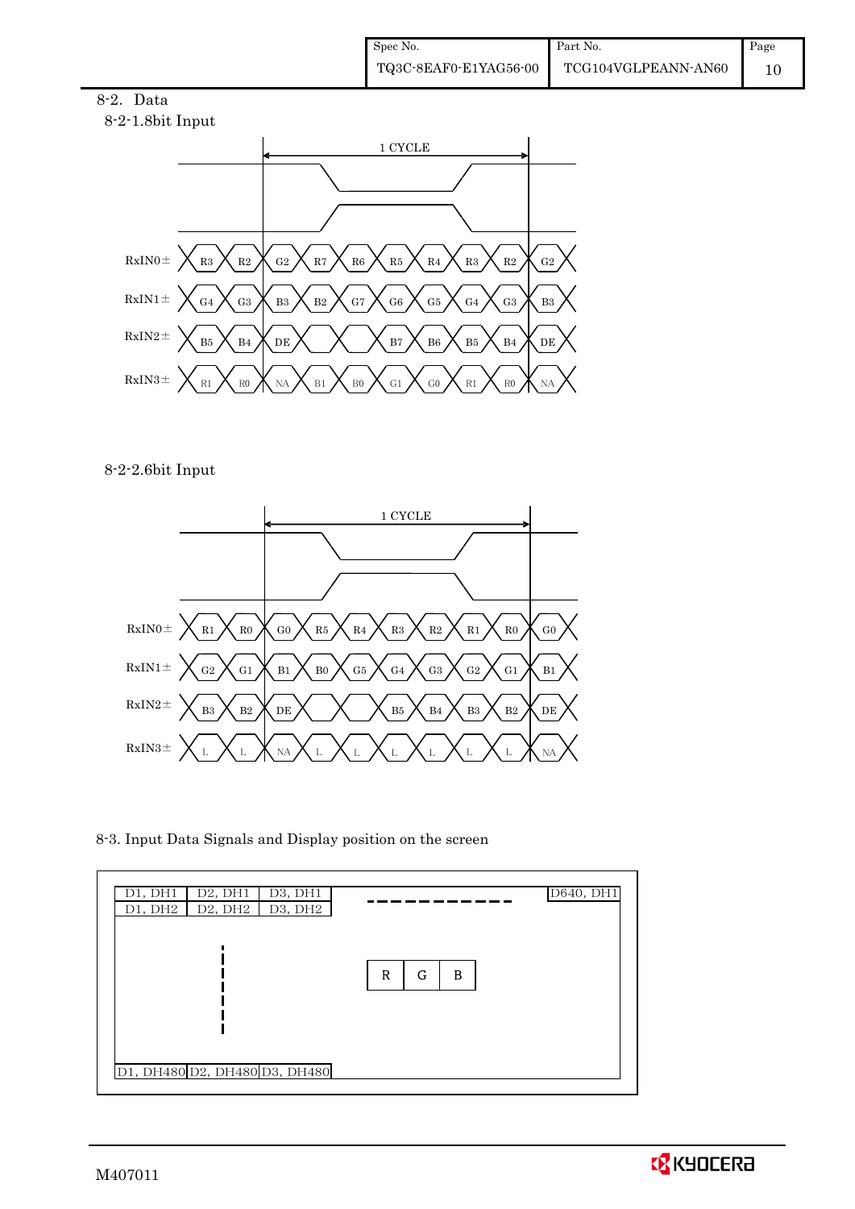## 8-2. Data

### 8-2-1.8bit Input

1 CYCLE

| Signal | | | | | | | | | | |
|---|---|---|---|---|---|---|---|---|---|---|
| RxIN0± | R3 | R2 | G2 | R7 | R6 | R5 | R4 | R3 | R2 | G2 |
| RxIN1± | G4 | G3 | B3 | B2 | G7 | G6 | G5 | G4 | G3 | B3 |
| RxIN2± | B5 | B4 | DE | | | B7 | B6 | B5 | B4 | DE |
| RxIN3± | R1 | R0 | NA | B1 | B0 | G1 | G0 | R1 | R0 | NA |

### 8-2-2.6bit Input

1 CYCLE

| Signal | | | | | | | | | | |
|---|---|---|---|---|---|---|---|---|---|---|
| RxIN0± | R1 | R0 | G0 | R5 | R4 | R3 | R2 | R1 | R0 | G0 |
| RxIN1± | G2 | G1 | B1 | B0 | G5 | G4 | G3 | G2 | G1 | B1 |
| RxIN2± | B3 | B2 | DE | | | B5 | B4 | B3 | B2 | DE |
| RxIN3± | L | L | NA | L | L | L | L | L | L | NA |

## 8-3. Input Data Signals and Display position on the screen

| | | | | |
|---|---|---|---|---|
| D1, DH1 | D2, DH1 | D3, DH1 | ---------- | D640, DH1 |
| D1, DH2 | D2, DH2 | D3, DH2 | | |
| ⋮ | | | R G B | |
| D1, DH480 | D2, DH480 | D3, DH480 | | |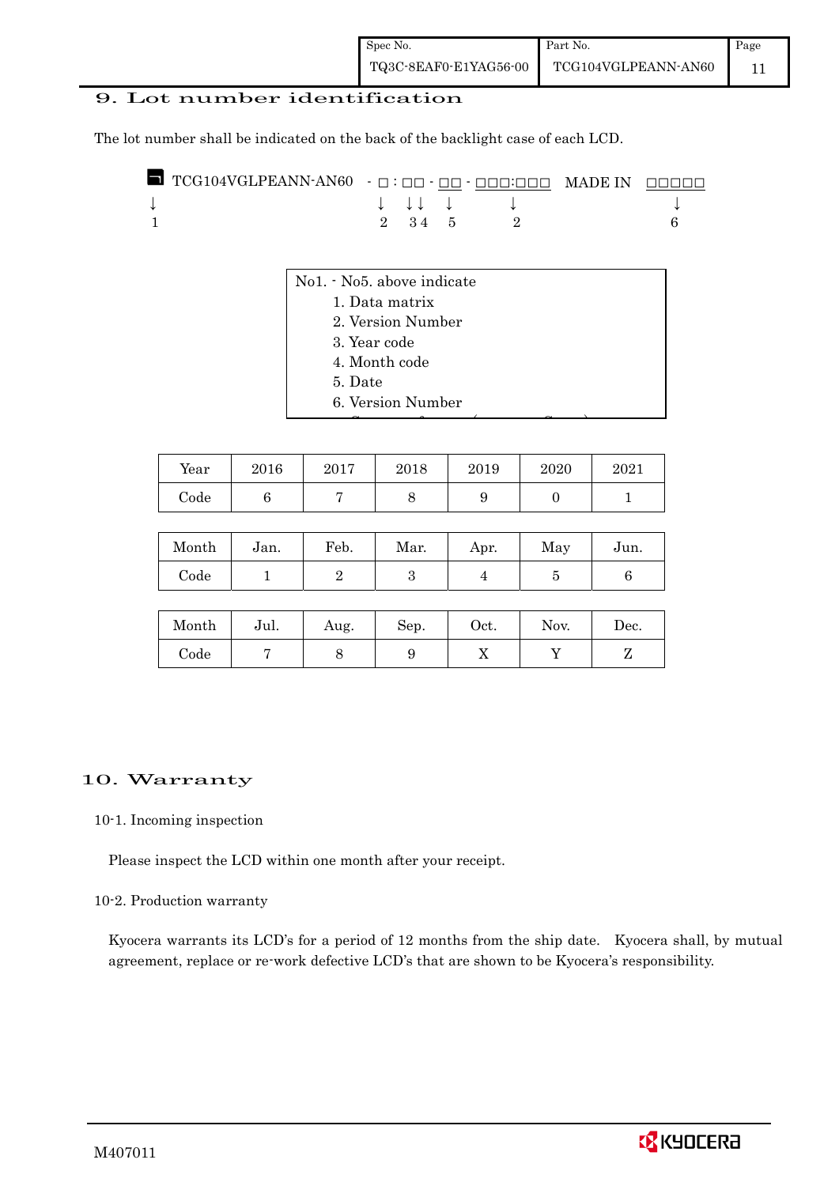## 9. Lot number identification

The lot number shall be indicated on the back of the backlight case of each LCD.

```
■ TCG104VGLPEANN-AN60  - □ : □□ - □□ - □□□:□□□  MADE IN  □□□□□
↓                        ↓   ↓↓   ↓      ↓                 ↓
1                        2   34   5      2                 6
```

No1. - No5. above indicate

1. Data matrix
2. Version Number
3. Year code
4. Month code
5. Date
6. Version Number

| Year | 2016 | 2017 | 2018 | 2019 | 2020 | 2021 |
|---|---|---|---|---|---|---|
| Code | 6 | 7 | 8 | 9 | 0 | 1 |

| Month | Jan. | Feb. | Mar. | Apr. | May | Jun. |
|---|---|---|---|---|---|---|
| Code | 1 | 2 | 3 | 4 | 5 | 6 |

| Month | Jul. | Aug. | Sep. | Oct. | Nov. | Dec. |
|---|---|---|---|---|---|---|
| Code | 7 | 8 | 9 | X | Y | Z |

## 10. Warranty

### 10-1. Incoming inspection

Please inspect the LCD within one month after your receipt.

### 10-2. Production warranty

Kyocera warrants its LCD's for a period of 12 months from the ship date. Kyocera shall, by mutual agreement, replace or re-work defective LCD's that are shown to be Kyocera's responsibility.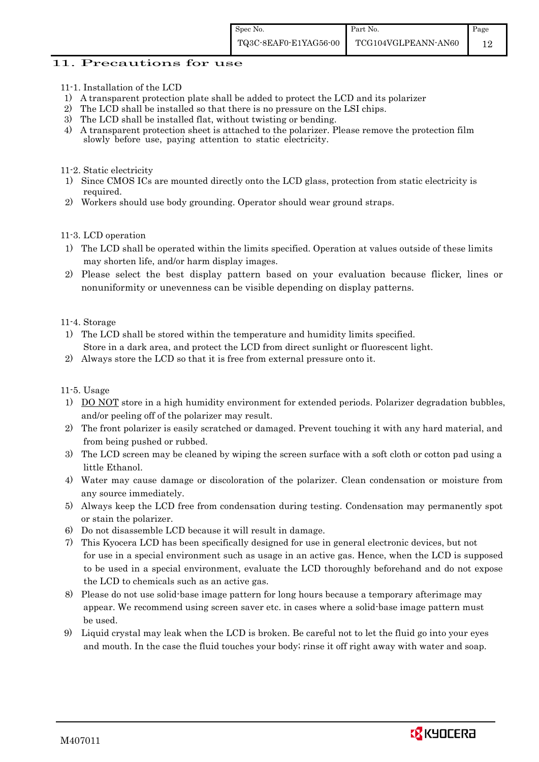## 11. Precautions for use

11-1. Installation of the LCD

1) A transparent protection plate shall be added to protect the LCD and its polarizer
2) The LCD shall be installed so that there is no pressure on the LSI chips.
3) The LCD shall be installed flat, without twisting or bending.
4) A transparent protection sheet is attached to the polarizer. Please remove the protection film slowly before use, paying attention to static electricity.

11-2. Static electricity

1) Since CMOS ICs are mounted directly onto the LCD glass, protection from static electricity is required.
2) Workers should use body grounding. Operator should wear ground straps.

11-3. LCD operation

1) The LCD shall be operated within the limits specified. Operation at values outside of these limits may shorten life, and/or harm display images.
2) Please select the best display pattern based on your evaluation because flicker, lines or nonuniformity or unevenness can be visible depending on display patterns.

11-4. Storage

1) The LCD shall be stored within the temperature and humidity limits specified. Store in a dark area, and protect the LCD from direct sunlight or fluorescent light.
2) Always store the LCD so that it is free from external pressure onto it.

11-5. Usage

1) DO NOT store in a high humidity environment for extended periods. Polarizer degradation bubbles, and/or peeling off of the polarizer may result.
2) The front polarizer is easily scratched or damaged. Prevent touching it with any hard material, and from being pushed or rubbed.
3) The LCD screen may be cleaned by wiping the screen surface with a soft cloth or cotton pad using a little Ethanol.
4) Water may cause damage or discoloration of the polarizer. Clean condensation or moisture from any source immediately.
5) Always keep the LCD free from condensation during testing. Condensation may permanently spot or stain the polarizer.
6) Do not disassemble LCD because it will result in damage.
7) This Kyocera LCD has been specifically designed for use in general electronic devices, but not for use in a special environment such as usage in an active gas. Hence, when the LCD is supposed to be used in a special environment, evaluate the LCD thoroughly beforehand and do not expose the LCD to chemicals such as an active gas.
8) Please do not use solid-base image pattern for long hours because a temporary afterimage may appear. We recommend using screen saver etc. in cases where a solid-base image pattern must be used.
9) Liquid crystal may leak when the LCD is broken. Be careful not to let the fluid go into your eyes and mouth. In the case the fluid touches your body; rinse it off right away with water and soap.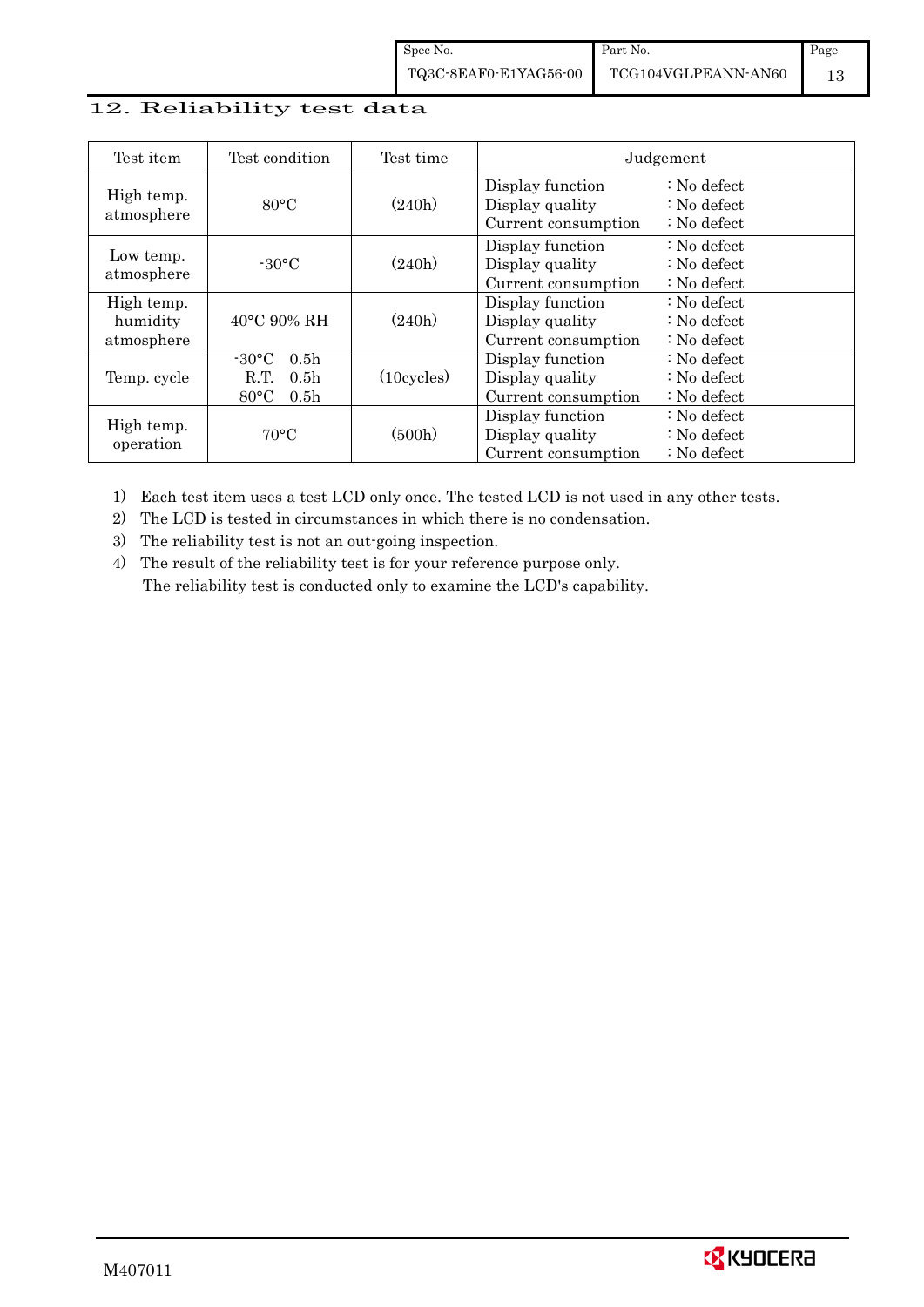## 12. Reliability test data

| Test item | Test condition | Test time | Judgement |
|---|---|---|---|
| High temp. atmosphere | 80°C | (240h) | Display function : No defect<br>Display quality : No defect<br>Current consumption : No defect |
| Low temp. atmosphere | -30°C | (240h) | Display function : No defect<br>Display quality : No defect<br>Current consumption : No defect |
| High temp. humidity atmosphere | 40°C 90% RH | (240h) | Display function : No defect<br>Display quality : No defect<br>Current consumption : No defect |
| Temp. cycle | -30°C 0.5h<br>R.T. 0.5h<br>80°C 0.5h | (10cycles) | Display function : No defect<br>Display quality : No defect<br>Current consumption : No defect |
| High temp. operation | 70°C | (500h) | Display function : No defect<br>Display quality : No defect<br>Current consumption : No defect |

1) Each test item uses a test LCD only once. The tested LCD is not used in any other tests.
2) The LCD is tested in circumstances in which there is no condensation.
3) The reliability test is not an out-going inspection.
4) The result of the reliability test is for your reference purpose only.
   The reliability test is conducted only to examine the LCD's capability.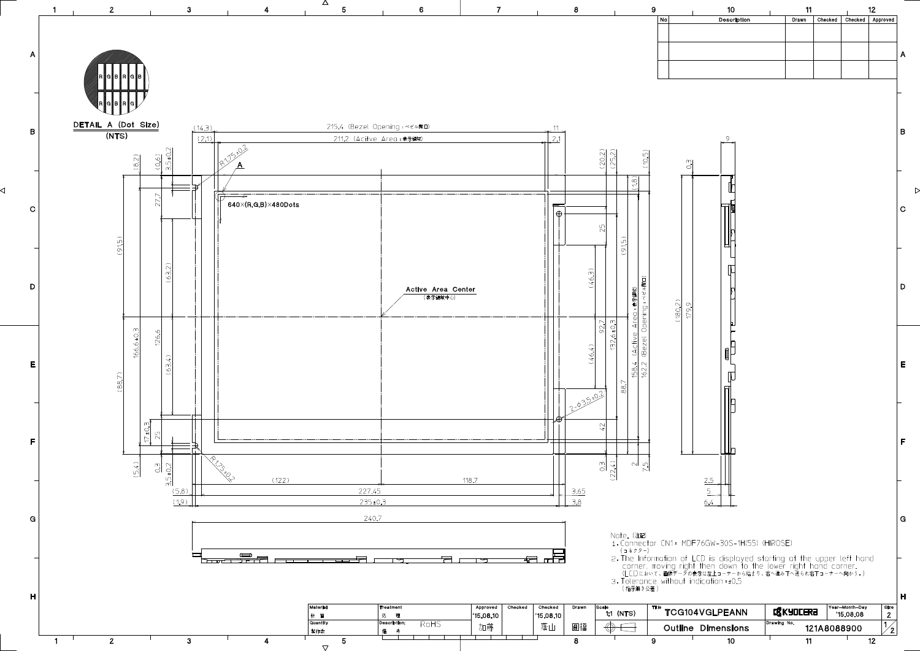| No | Description | Drawn | Checked | Checked | Approved |
|---|---|---|---|---|---|
| | | | | | |
| | | | | | |
| | | | | | |

**DETAIL A (Dot Size)**
**(NTS)**

R G B R G B
R G B R G

(14.3) 215.4 (Bezel Opening : ベゼル開口) 11
(2.1) 211.2 (Active Area : 表示領域) 2.1

R1.75±0.2

A

640×(R,G,B)×480Dots

Active Area Center
(表示領域中心)

(8.2) (0.6) 3.5±0.2 27.7 (63.2) (91.5) 166.6±0.3 126.6 (63.4) (88.7) 17±0.3 25 (5.4) 0.3 3.5±0.2

R1.75±0.2

2-φ3.5±0.2

(20.2) (25.2) (10.5) (1.8) 25 (46.3) (91.5) 92.7 132.6±0.3 158.4 (Active Area : 表示領域) 162.2 (Bezel Opening : ベゼル開口) (46.4) 88.7 42 0.3 (22.4) 2 7.5

(180.2) 179.9 0.3 9

(122) 118.7
(5.8) 227.45 3.65
(1.9) 235±0.3 3.8

240.7

2.5
5
6.4

Note. (注記)
1. Connector CN1: MDF76GW-30S-1H(55) (HIROSE)
(コネクター)
2. The information of LCD is displayed starting at the upper left hand corner, moving right then down to the lower right hand corner.
(LCDにおいて、画像データの表示は左上コーナーから始まり、右へ進み下へ送られ右下コーナーへ向かう。)
3. Tolerance without indication: ±0.5
(指示無き公差)

| Material 材質 | Treatment 処理 | Approved | Checked | Checked | Drawn | Scale | Title | | Year-Month-Day | Size |
|---|---|---|---|---|---|---|---|---|---|---|
| | | '15.08.10 | | '15.08.10 | | 1:1 (NTS) | TCG104VGLPEANN | KYOCERA | '15.08.08 | 2 |
| Quantity 製作数 | Description: 備考 RoHS | 加藤 | | 蔭山 | 圓福 | | Outline Dimensions | Drawing No. 121A8088900 | | 1/2 |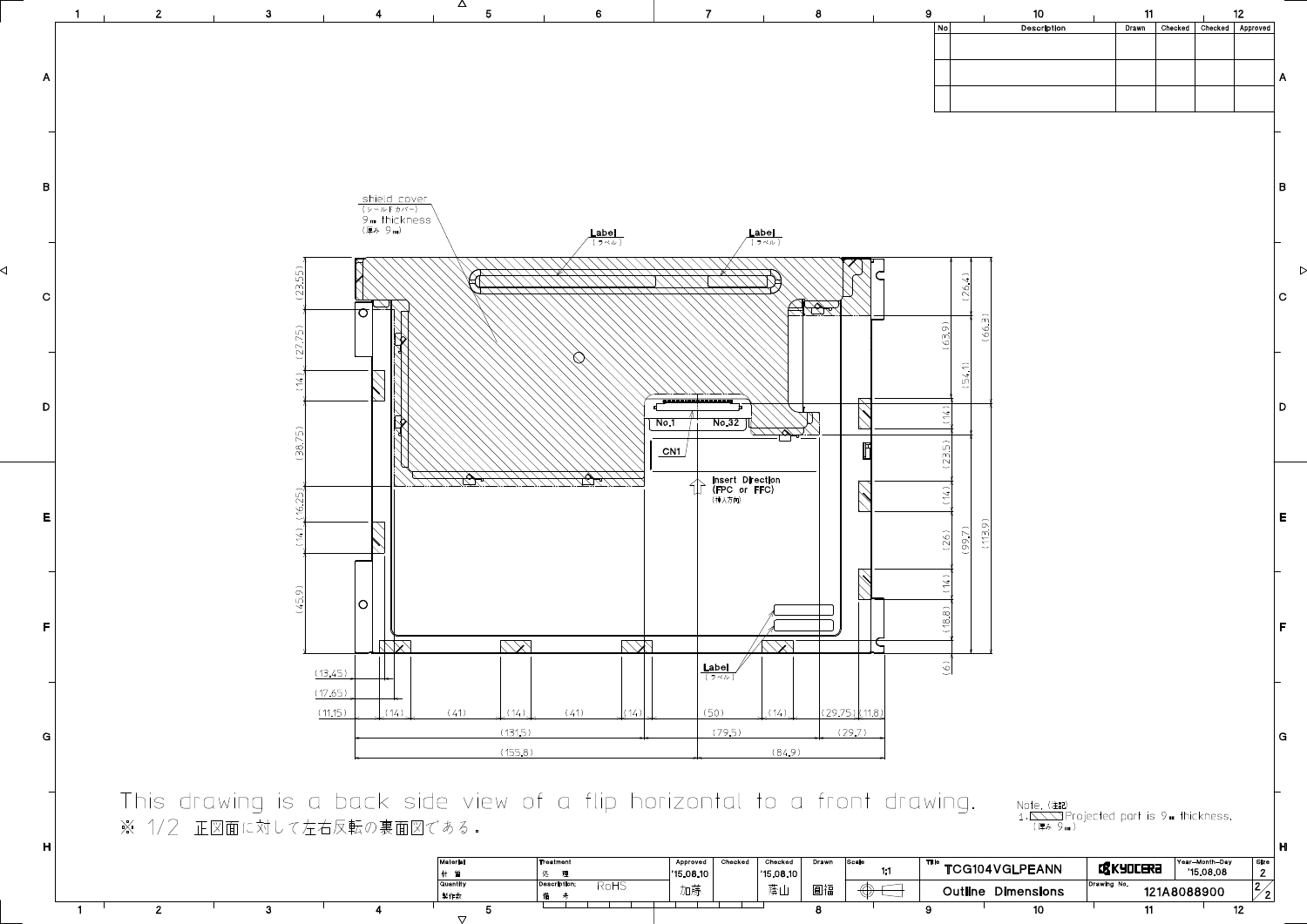| No | Description | Drawn | Checked | Checked | Approved |
|---|---|---|---|---|---|
| | | | | | |
| | | | | | |
| | | | | | |

shield cover
(シールドカバー)
9㎜ thickness
(厚み 9㎜)

Label (ラベル)

Label (ラベル)

No.1 No.32

CN1

Insert Direction
(FPC or FFC)
(挿入方向)

Label (ラベル)

(23.55) (27.75) (14) (38.75) (16.25) (14) (45.9)

(26.4) (63.9) (66.3) (54.1) (14) (23.5) (14) (99.7) (113.9) (26) (14) (18.8) (6)

(13.45) (17.65) (11.15) (14) (41) (14) (41) (14) (50) (14) (29.75) (11.8)

(131.5) (79.5) (29.7)

(155.8) (84.9)

This drawing is a back side view of a flip horizontal to a front drawing.

※ 1/2 正図面に対して左右反転の裏面図である。

Note. (注記)
1. ▨ Projected part is 9㎜ thickness.
(厚み 9㎜)

| Material 材質 | Treatment 処理 | Approved | Checked | Checked | Drawn | Scale | Title | | Year-Month-Day | Size |
|---|---|---|---|---|---|---|---|---|---|---|
| | | '15.08.10 | | '15.08.10 | | 1:1 | TCG104VGLPEANN | KYOCERA | '15.08.08 | 2 |
| Quantity 製作数 | Description; 備考 RoHS | 加藤 | | 藤山 | 園福 | | Outline Dimensions | Drawing No. 121A8088900 | | 2/2 |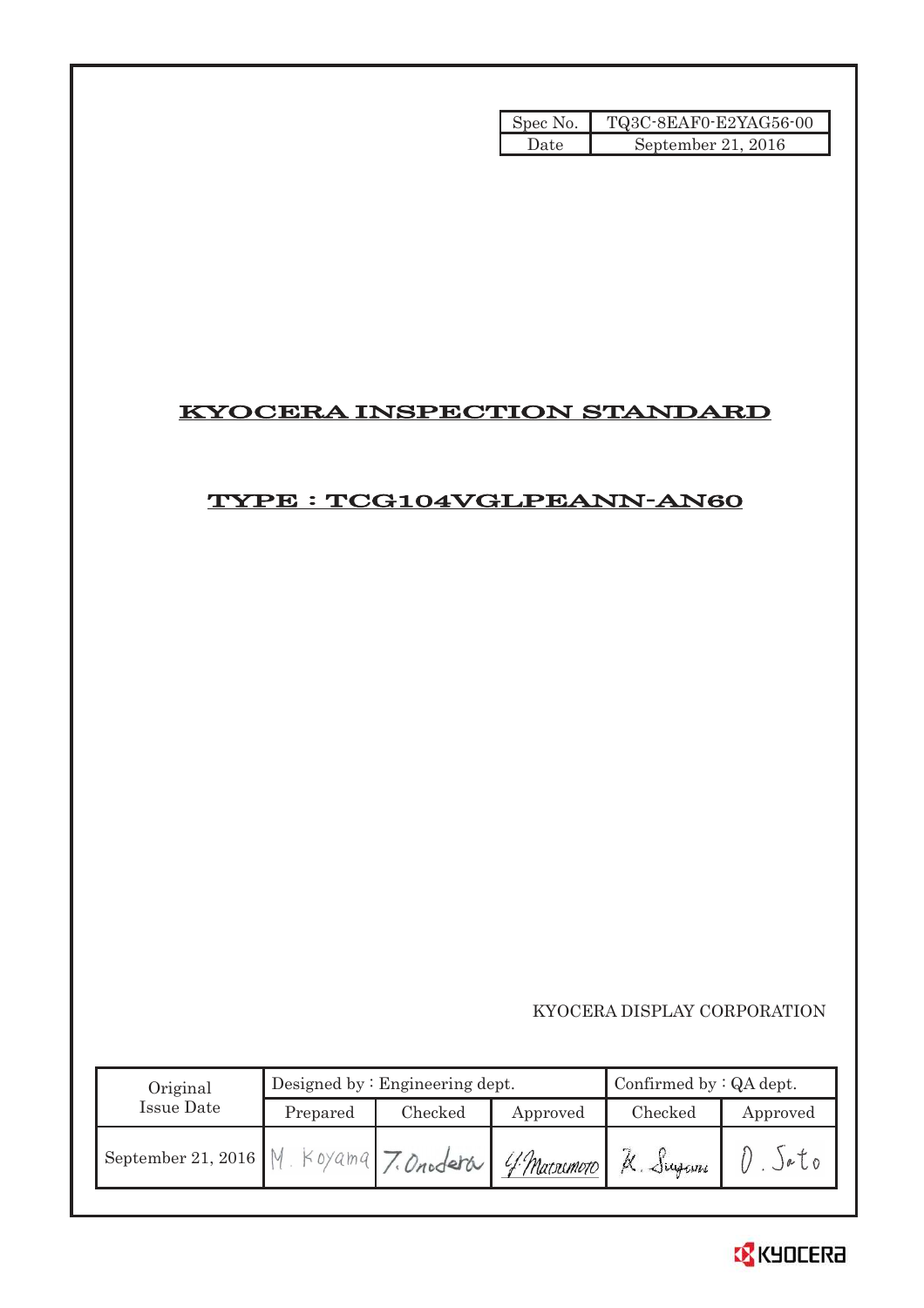| Spec No. | TQ3C-8EAF0-E2YAG56-00 |
| --- | --- |
| Date | September 21, 2016 |

# KYOCERA INSPECTION STANDARD

## TYPE : TCG104VGLPEANN-AN60

KYOCERA DISPLAY CORPORATION

| Original Issue Date | Designed by : Engineering dept. | | | Confirmed by : QA dept. | |
| --- | --- | --- | --- | --- | --- |
| | Prepared | Checked | Approved | Checked | Approved |
| September 21, 2016 | M. Koyama | T. Onodera | Y. Matsumoto | K. Sugawa | O. Sato |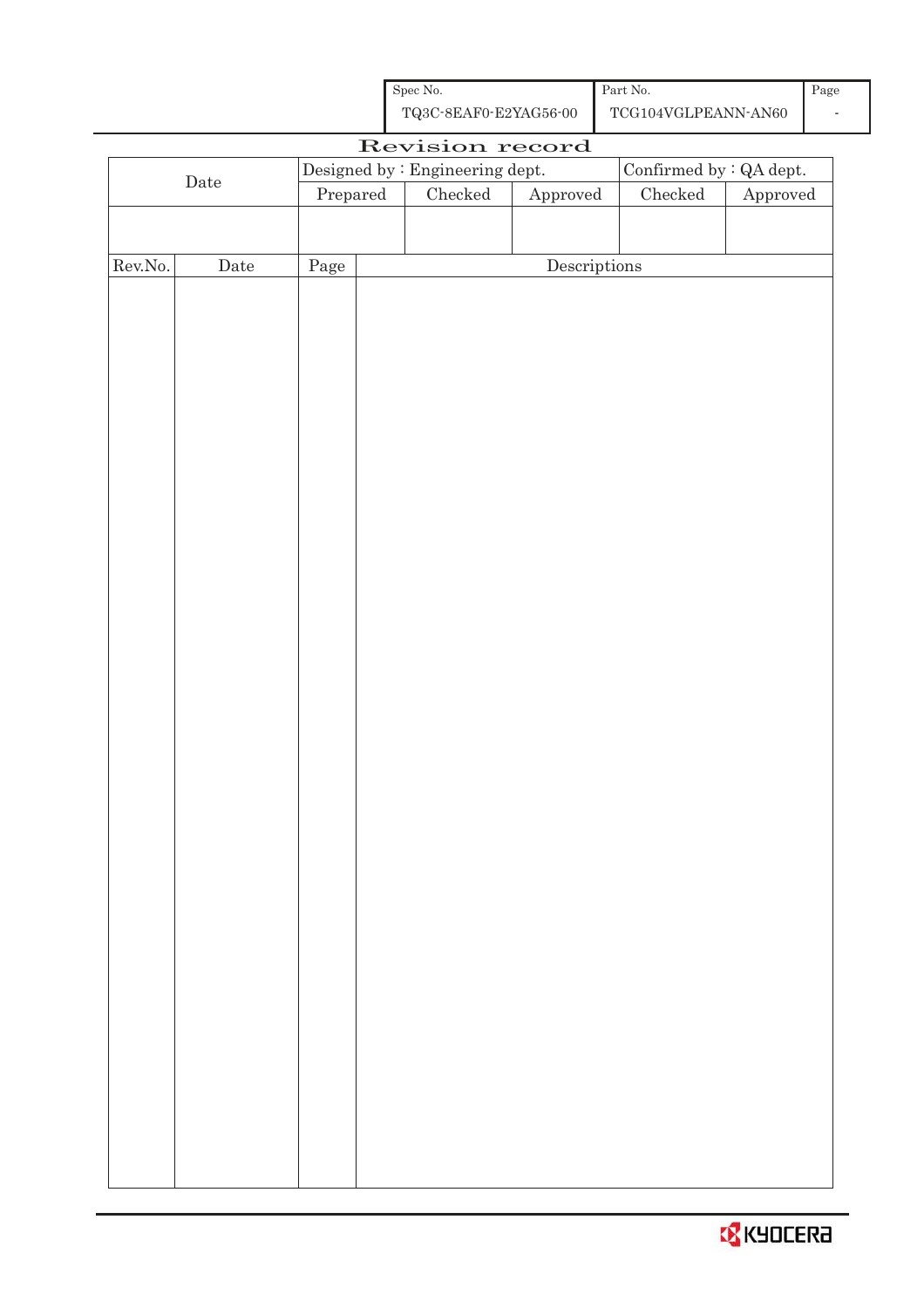| Spec No. | Part No. | Page |
|---|---|---|
| TQ3C-8EAF0-E2YAG56-00 | TCG104VGLPEANN-AN60 | - |

# Revision record

| Date | Designed by : Engineering dept. | | | Confirmed by : QA dept. | |
|---|---|---|---|---|---|
| | Prepared | Checked | Approved | Checked | Approved |
| | | | | | |

| Rev.No. | Date | Page | Descriptions |
|---|---|---|---|
| | | | |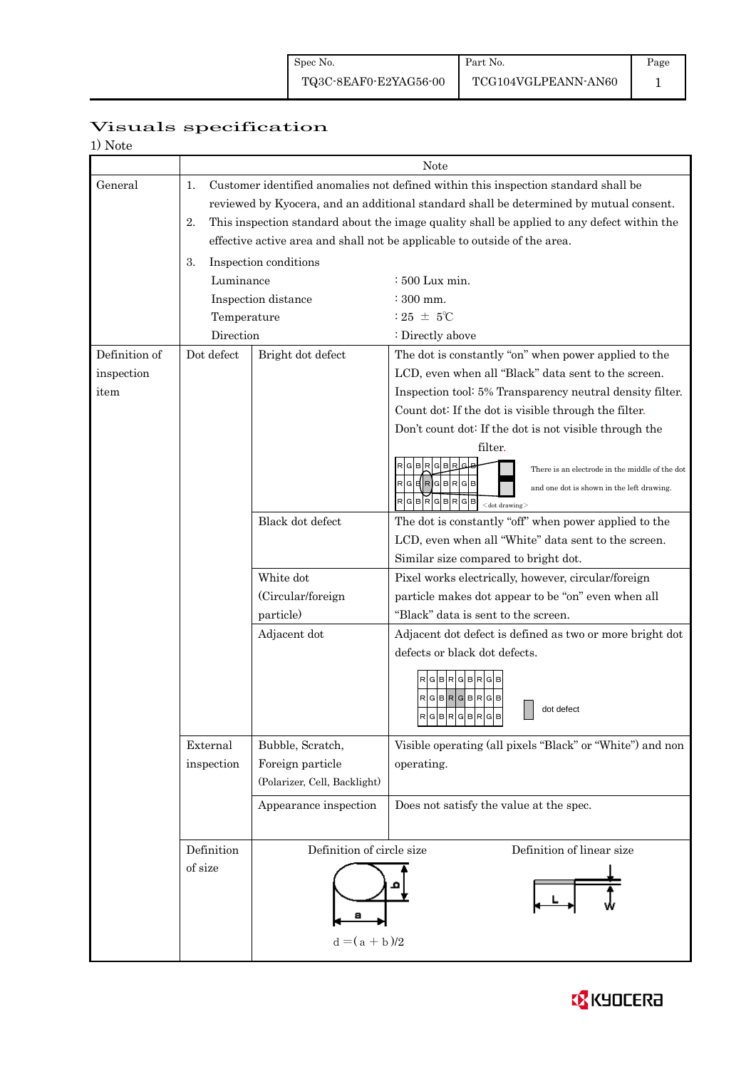| Spec No. | Part No. | Page |
|---|---|---|
| TQ3C-8EAF0-E2YAG56-00 | TCG104VGLPEANN-AN60 | 1 |

# Visuals specification

1) Note

| | Note | | |
|---|---|---|---|
| General | 1. Customer identified anomalies not defined within this inspection standard shall be reviewed by Kyocera, and an additional standard shall be determined by mutual consent.<br>2. This inspection standard about the image quality shall be applied to any defect within the effective active area and shall not be applicable to outside of the area.<br>3. Inspection conditions<br>Luminance : 500 Lux min.<br>Inspection distance : 300 mm.<br>Temperature : 25 ± 5℃<br>Direction : Directly above | | |
| Definition of inspection item | Dot defect | Bright dot defect | The dot is constantly "on" when power applied to the LCD, even when all "Black" data sent to the screen.<br>Inspection tool: 5% Transparency neutral density filter.<br>Count dot: If the dot is visible through the filter.<br>Don't count dot: If the dot is not visible through the filter.<br>There is an electrode in the middle of the dot and one dot is shown in the left drawing.<br><dot drawing> |
| | | Black dot defect | The dot is constantly "off" when power applied to the LCD, even when all "White" data sent to the screen.<br>Similar size compared to bright dot. |
| | | White dot (Circular/foreign particle) | Pixel works electrically, however, circular/foreign particle makes dot appear to be "on" even when all "Black" data is sent to the screen. |
| | | Adjacent dot | Adjacent dot defect is defined as two or more bright dot defects or black dot defects.<br>dot defect |
| | External inspection | Bubble, Scratch, Foreign particle (Polarizer, Cell, Backlight) | Visible operating (all pixels "Black" or "White") and non operating. |
| | | Appearance inspection | Does not satisfy the value at the spec. |
| | Definition of size | Definition of circle size<br>$d = (a + b)/2$ | Definition of linear size<br>L, W |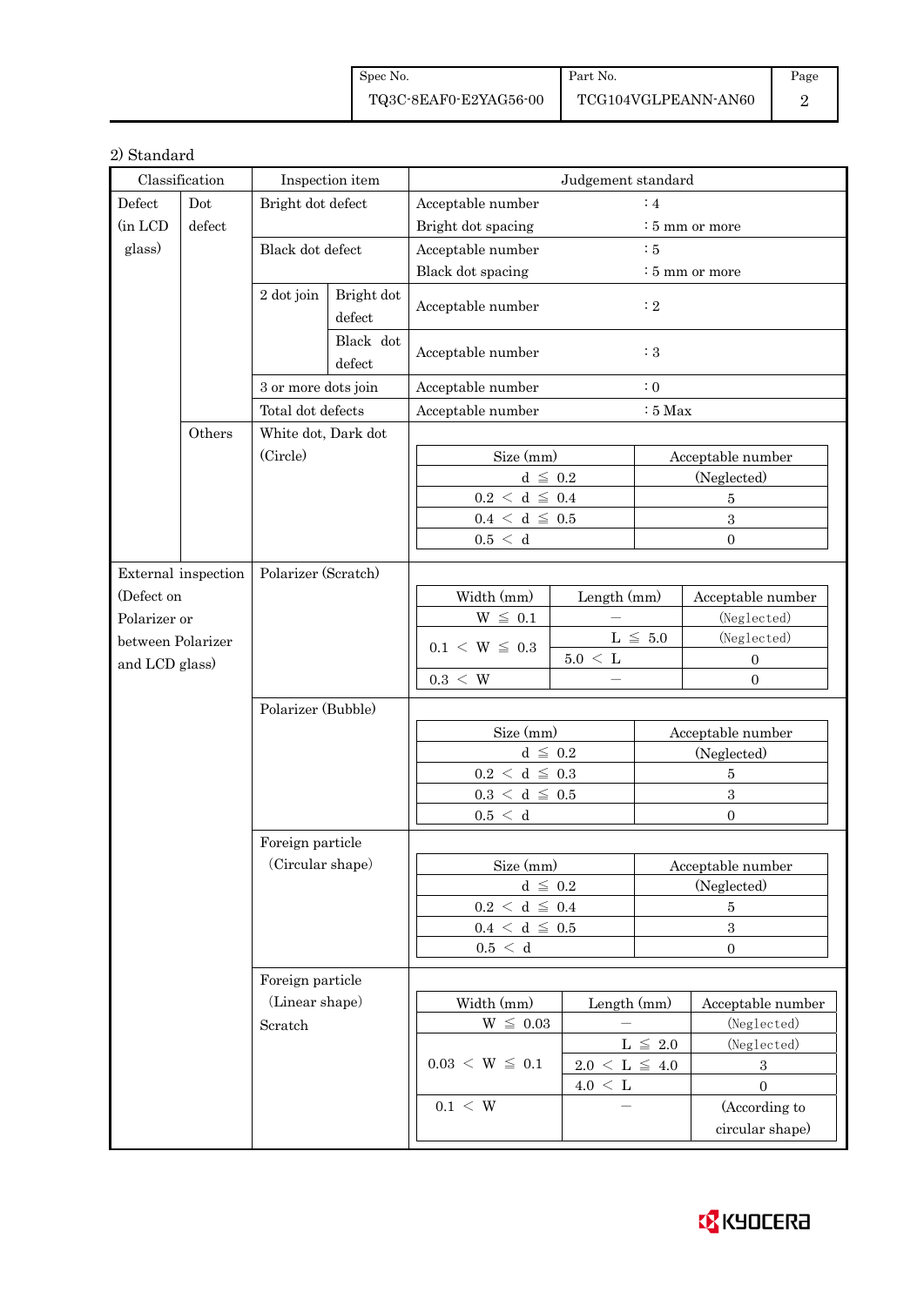2) Standard

| Classification | | Inspection item | | Judgement standard |
|---|---|---|---|---|
| Defect (in LCD glass) | Dot defect | Bright dot defect | | Acceptable number : 4<br>Bright dot spacing : 5 mm or more |
| | | Black dot defect | | Acceptable number : 5<br>Black dot spacing : 5 mm or more |
| | | 2 dot join | Bright dot defect | Acceptable number : 2 |
| | | | Black dot defect | Acceptable number : 3 |
| | | 3 or more dots join | | Acceptable number : 0 |
| | | Total dot defects | | Acceptable number : 5 Max |
| | Others | White dot, Dark dot (Circle) | | See table below |
| External inspection (Defect on Polarizer or between Polarizer and LCD glass) | | Polarizer (Scratch) | | See table below |
| | | Polarizer (Bubble) | | See table below |
| | | Foreign particle (Circular shape) | | See table below |
| | | Foreign particle (Linear shape) Scratch | | See table below |

White dot, Dark dot (Circle)

| Size (mm) | Acceptable number |
|---|---|
| d ≦ 0.2 | (Neglected) |
| 0.2 < d ≦ 0.4 | 5 |
| 0.4 < d ≦ 0.5 | 3 |
| 0.5 < d | 0 |

Polarizer (Scratch)

| Width (mm) | Length (mm) | Acceptable number |
|---|---|---|
| W ≦ 0.1 | ― | (Neglected) |
| 0.1 < W ≦ 0.3 | L ≦ 5.0 | (Neglected) |
| | 5.0 < L | 0 |
| 0.3 < W | ― | 0 |

Polarizer (Bubble)

| Size (mm) | Acceptable number |
|---|---|
| d ≦ 0.2 | (Neglected) |
| 0.2 < d ≦ 0.3 | 5 |
| 0.3 < d ≦ 0.5 | 3 |
| 0.5 < d | 0 |

Foreign particle (Circular shape)

| Size (mm) | Acceptable number |
|---|---|
| d ≦ 0.2 | (Neglected) |
| 0.2 < d ≦ 0.4 | 5 |
| 0.4 < d ≦ 0.5 | 3 |
| 0.5 < d | 0 |

Foreign particle (Linear shape) Scratch

| Width (mm) | Length (mm) | Acceptable number |
|---|---|---|
| W ≦ 0.03 | ― | (Neglected) |
| 0.03 < W ≦ 0.1 | L ≦ 2.0 | (Neglected) |
| | 2.0 < L ≦ 4.0 | 3 |
| | 4.0 < L | 0 |
| 0.1 < W | ― | (According to circular shape) |